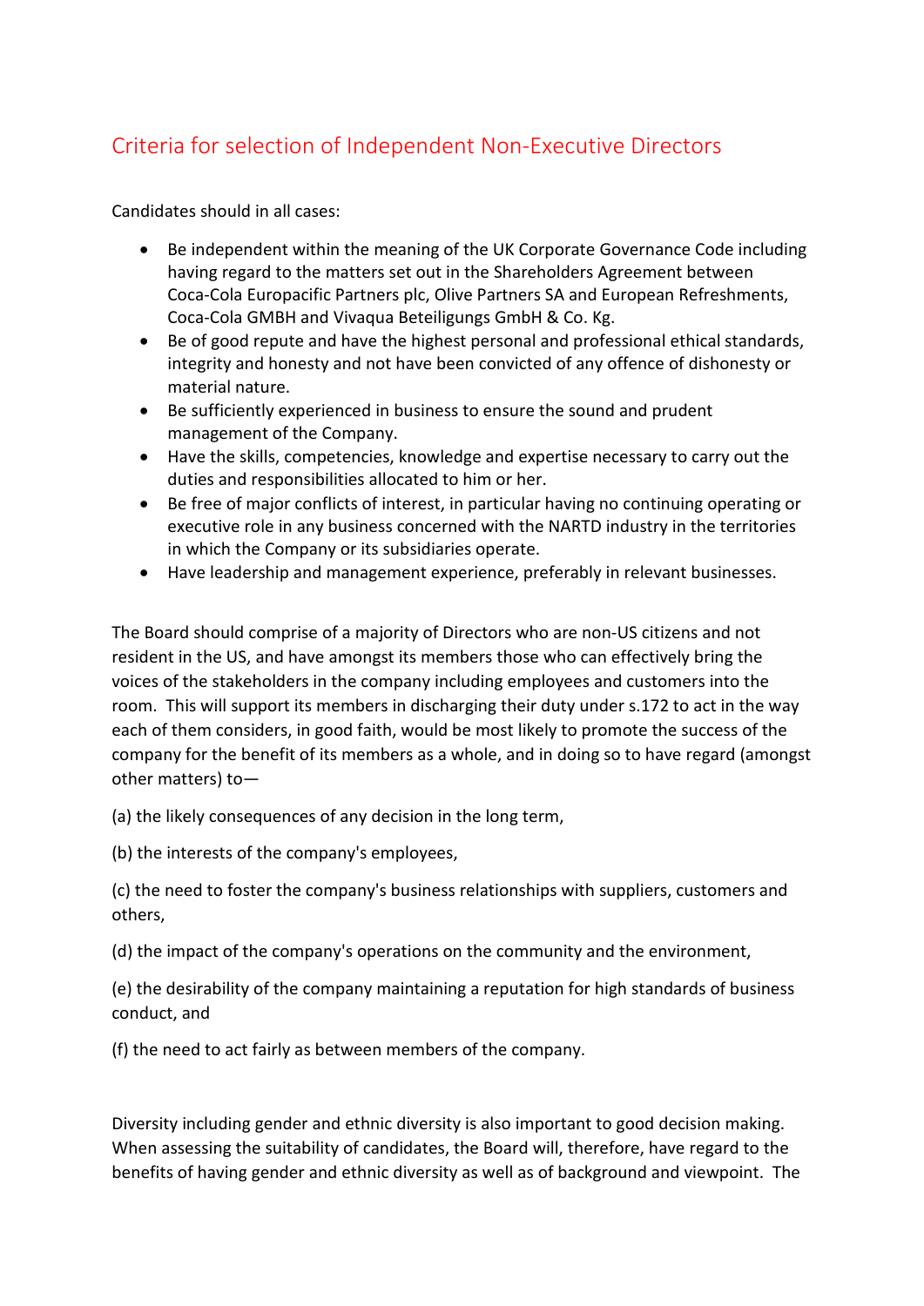# Criteria for selection of Independent Non-Executive Directors

Candidates should in all cases:

- Be independent within the meaning of the UK Corporate Governance Code including having regard to the matters set out in the Shareholders Agreement between Coca-Cola Europacific Partners plc, Olive Partners SA and European Refreshments, Coca-Cola GMBH and Vivaqua Beteiligungs GmbH & Co. Kg.
- Be of good repute and have the highest personal and professional ethical standards, integrity and honesty and not have been convicted of any offence of dishonesty or material nature.
- Be sufficiently experienced in business to ensure the sound and prudent management of the Company.
- Have the skills, competencies, knowledge and expertise necessary to carry out the duties and responsibilities allocated to him or her.
- Be free of major conflicts of interest, in particular having no continuing operating or executive role in any business concerned with the NARTD industry in the territories in which the Company or its subsidiaries operate.
- Have leadership and management experience, preferably in relevant businesses.

The Board should comprise of a majority of Directors who are non-US citizens and not resident in the US, and have amongst its members those who can effectively bring the voices of the stakeholders in the company including employees and customers into the room. This will support its members in discharging their duty under s.172 to act in the way each of them considers, in good faith, would be most likely to promote the success of the company for the benefit of its members as a whole, and in doing so to have regard (amongst other matters) to—

(a) the likely consequences of any decision in the long term,

(b) the interests of the company's employees,

(c) the need to foster the company's business relationships with suppliers, customers and others,

(d) the impact of the company's operations on the community and the environment,

(e) the desirability of the company maintaining a reputation for high standards of business conduct, and

(f) the need to act fairly as between members of the company.

Diversity including gender and ethnic diversity is also important to good decision making. When assessing the suitability of candidates, the Board will, therefore, have regard to the benefits of having gender and ethnic diversity as well as of background and viewpoint. The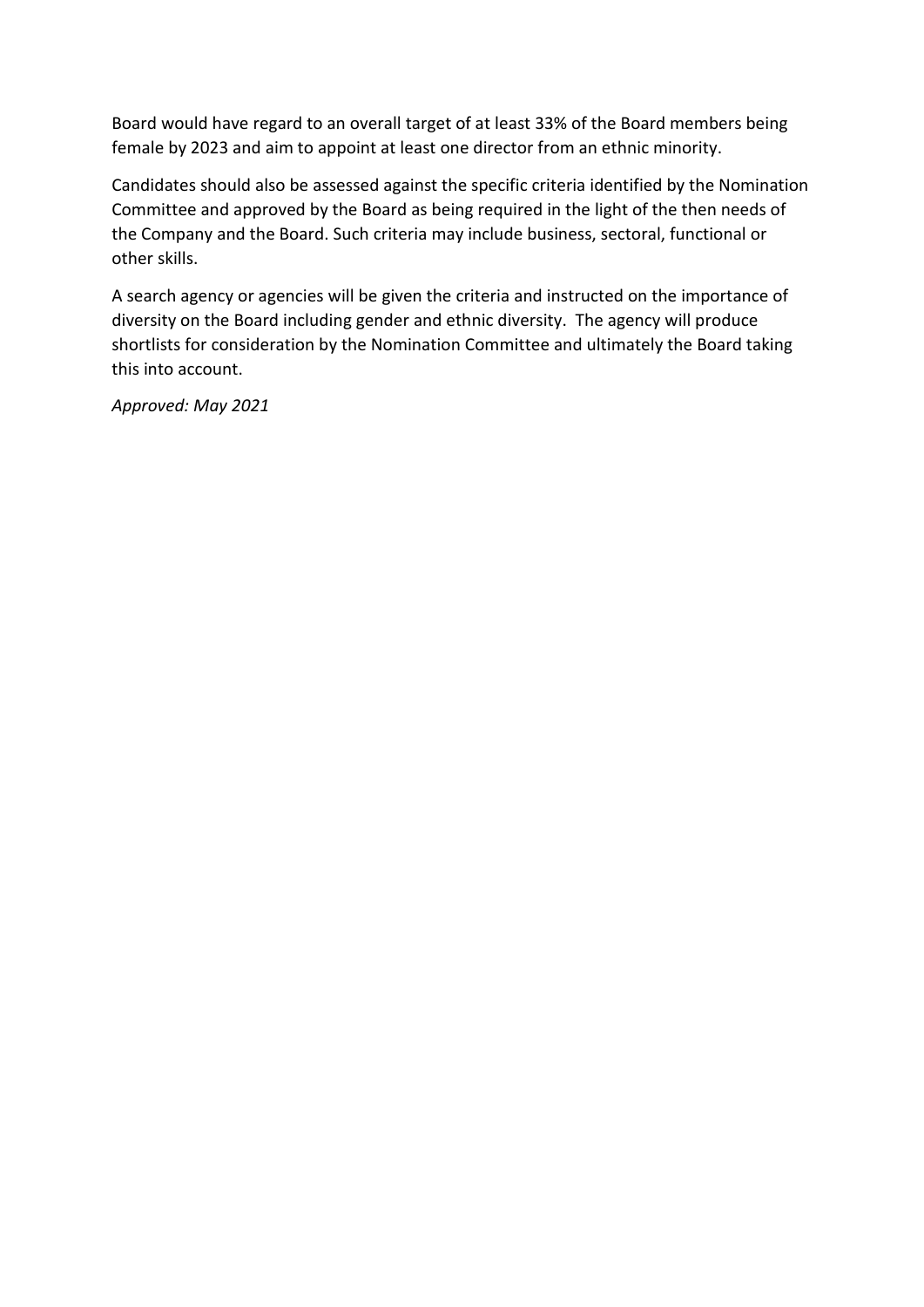Board would have regard to an overall target of at least 33% of the Board members being female by 2023 and aim to appoint at least one director from an ethnic minority.

Candidates should also be assessed against the specific criteria identified by the Nomination Committee and approved by the Board as being required in the light of the then needs of the Company and the Board. Such criteria may include business, sectoral, functional or other skills.

A search agency or agencies will be given the criteria and instructed on the importance of diversity on the Board including gender and ethnic diversity. The agency will produce shortlists for consideration by the Nomination Committee and ultimately the Board taking this into account.

*Approved: May 2021*